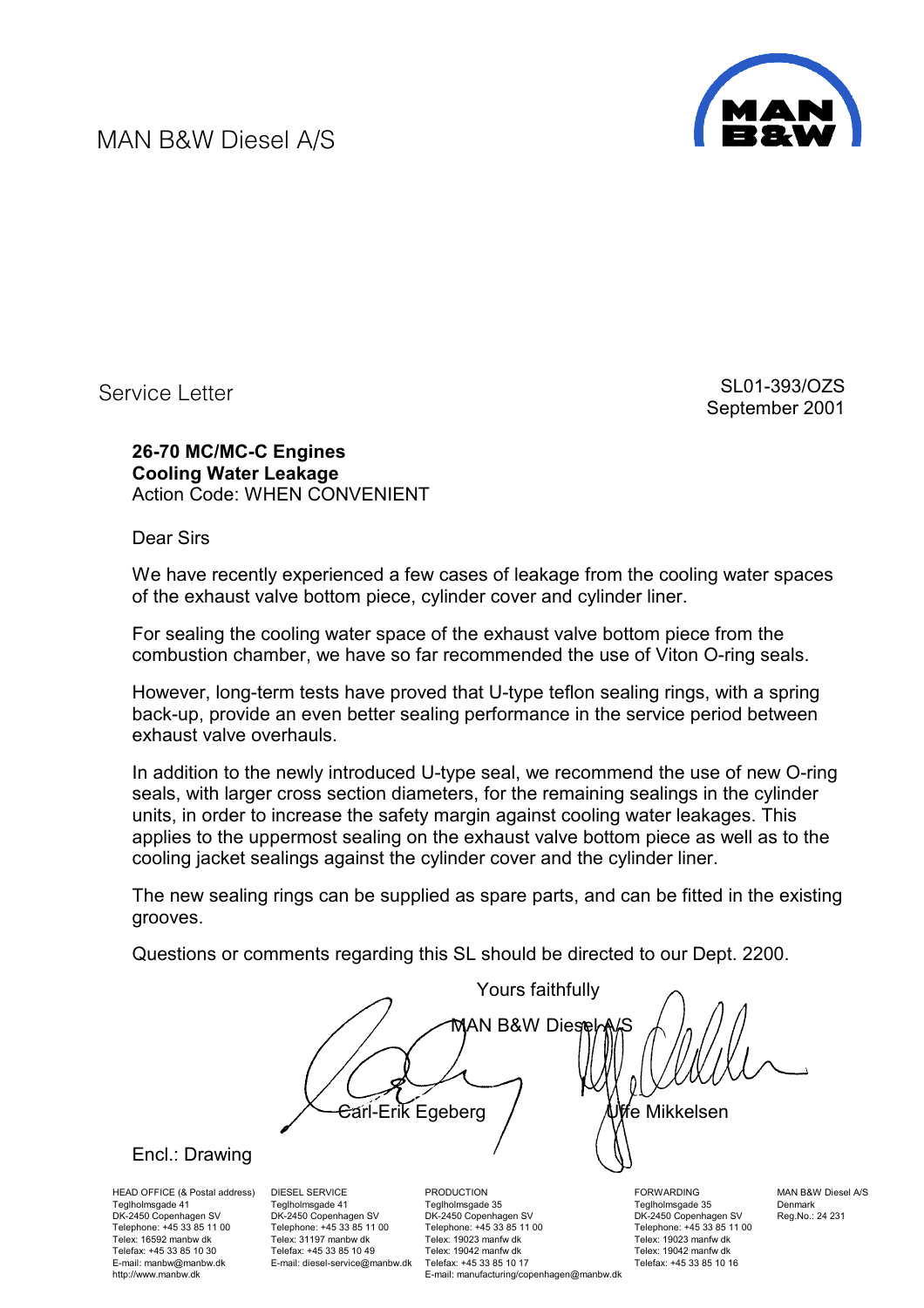MAN B&W Diesel A/S

Service Letter

SL01-393/OZS
September 2001

**26-70 MC/MC-C Engines**
**Cooling Water Leakage**
Action Code: WHEN CONVENIENT

Dear Sirs

We have recently experienced a few cases of leakage from the cooling water spaces of the exhaust valve bottom piece, cylinder cover and cylinder liner.

For sealing the cooling water space of the exhaust valve bottom piece from the combustion chamber, we have so far recommended the use of Viton O-ring seals.

However, long-term tests have proved that U-type teflon sealing rings, with a spring back-up, provide an even better sealing performance in the service period between exhaust valve overhauls.

In addition to the newly introduced U-type seal, we recommend the use of new O-ring seals, with larger cross section diameters, for the remaining sealings in the cylinder units, in order to increase the safety margin against cooling water leakages. This applies to the uppermost sealing on the exhaust valve bottom piece as well as to the cooling jacket sealings against the cylinder cover and the cylinder liner.

The new sealing rings can be supplied as spare parts, and can be fitted in the existing grooves.

Questions or comments regarding this SL should be directed to our Dept. 2200.

Yours faithfully

MAN B&W Diesel A/S

Carl-Erik Egeberg

Uffe Mikkelsen

Encl.: Drawing

HEAD OFFICE (& Postal address)
Teglholmsgade 41
DK-2450 Copenhagen SV
Telephone: +45 33 85 11 00
Telex: 16592 manbw dk
Telefax: +45 33 85 10 30
E-mail: manbw@manbw.dk
http://www.manbw.dk

DIESEL SERVICE
Teglholmsgade 41
DK-2450 Copenhagen SV
Telephone: +45 33 85 11 00
Telex: 31197 manbw dk
Telefax: +45 33 85 10 49
E-mail: diesel-service@manbw.dk

PRODUCTION
Teglholmsgade 35
DK-2450 Copenhagen SV
Telephone: +45 33 85 11 00
Telex: 19023 manfw dk
Telex: 19042 manfw dk
Telefax: +45 33 85 10 17
E-mail: manufacturing/copenhagen@manbw.dk

FORWARDING
Teglholmsgade 35
DK-2450 Copenhagen SV
Telephone: +45 33 85 11 00
Telex: 19023 manfw dk
Telex: 19042 manfw dk
Telefax: +45 33 85 10 16

MAN B&W Diesel A/S
Denmark
Reg.No.: 24 231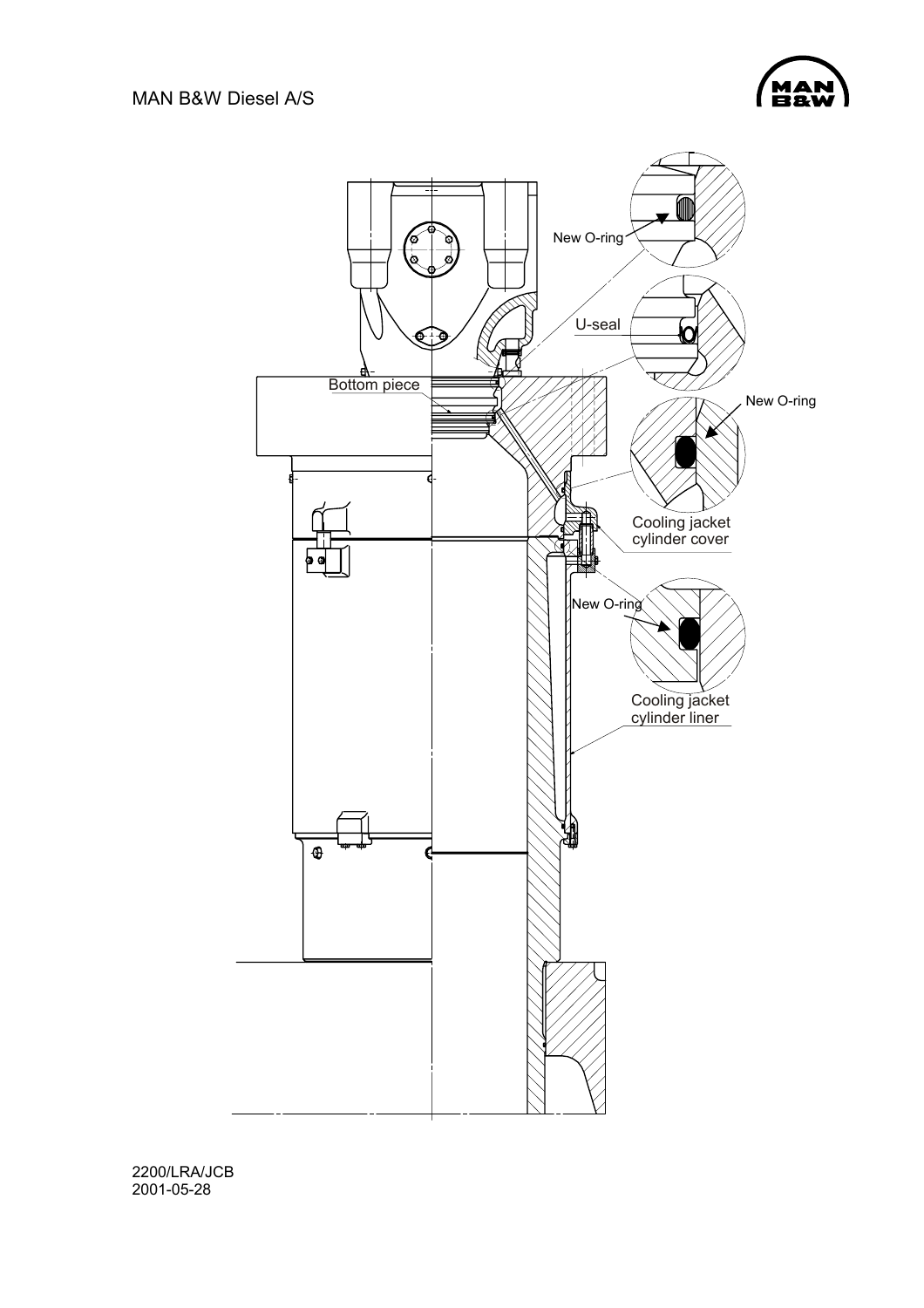MAN B&W Diesel A/S

New O-ring

U-seal

Bottom piece

New O-ring

Cooling jacket cylinder cover

New O-ring

Cooling jacket cylinder liner

2200/LRA/JCB
2001-05-28